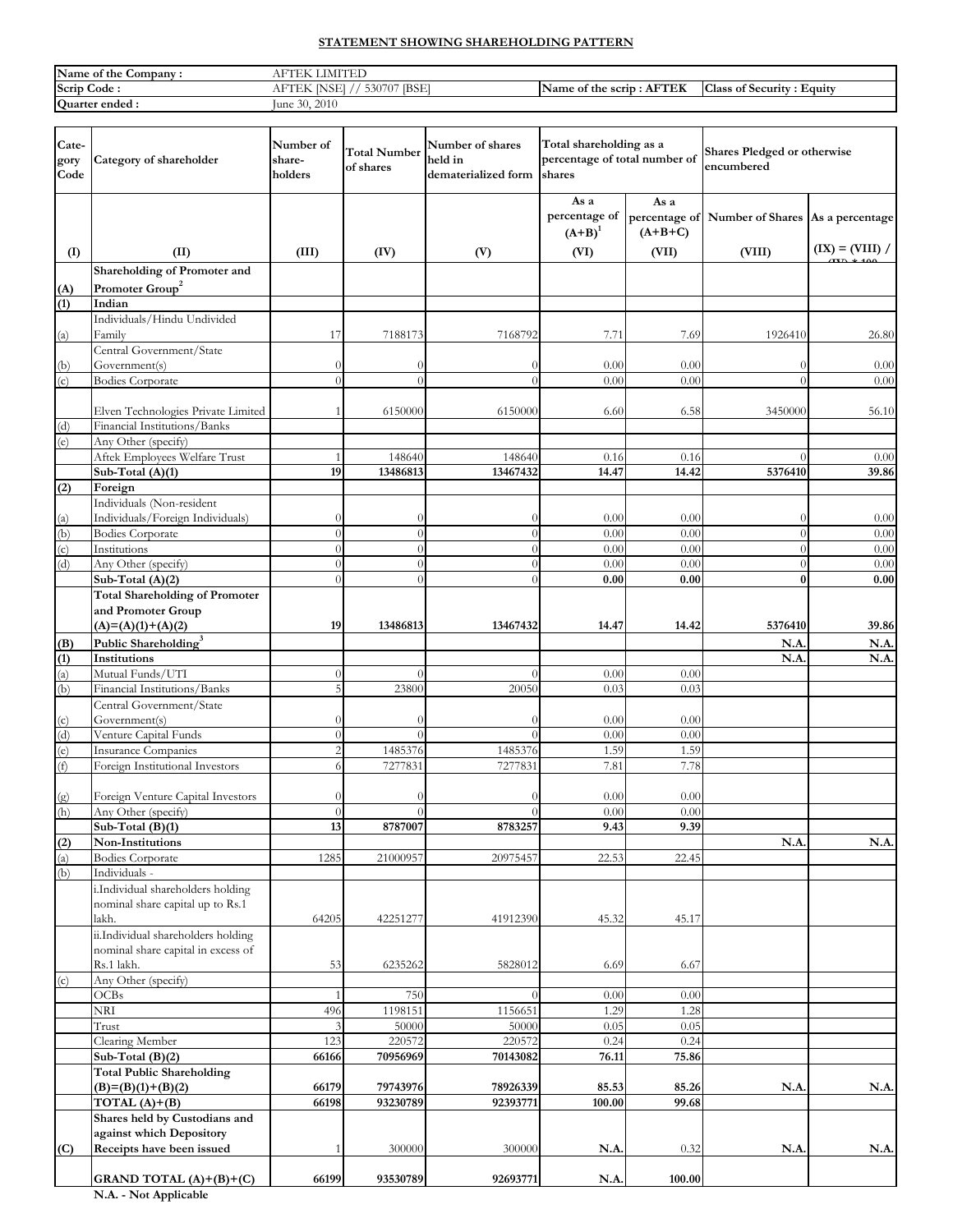## STATEMENT SHOWING SHAREHOLDING PATTERN

| Name of the Company : | AFTEK LIMITED | | |
|---|---|---|---|
| Scrip Code : | AFTEK [NSE] // 530707 [BSE] | Name of the scrip : AFTEK | Class of Security : Equity |
| Quarter ended : | June 30, 2010 | | |

| Category Code | Category of shareholder | Number of share-holders | Total Number of shares | Number of shares held in dematerialized form | Total shareholding as a percentage of total number of shares | | Shares Pledged or otherwise encumbered | |
|---|---|---|---|---|---|---|---|---|
| | | | | | As a percentage of (A+B)[1] | As a percentage of (A+B+C) | Number of Shares | As a percentage |
| (I) | (II) | (III) | (IV) | (V) | (VI) | (VII) | (VIII) | (IX) = (VIII) / (IV) * 100 |
| **(A)** | **Shareholding of Promoter and Promoter Group[2]** | | | | | | | |
| **(1)** | **Indian** | | | | | | | |
| (a) | Individuals/Hindu Undivided Family | 17 | 7188173 | 7168792 | 7.71 | 7.69 | 1926410 | 26.80 |
| (b) | Central Government/State Government(s) | 0 | 0 | 0 | 0.00 | 0.00 | 0 | 0.00 |
| (c) | Bodies Corporate | 0 | 0 | 0 | 0.00 | 0.00 | 0 | 0.00 |
| | Elven Technologies Private Limited | 1 | 6150000 | 6150000 | 6.60 | 6.58 | 3450000 | 56.10 |
| (d) | Financial Institutions/Banks | | | | | | | |
| (e) | Any Other (specify) | | | | | | | |
| | Aftek Employees Welfare Trust | 1 | 148640 | 148640 | 0.16 | 0.16 | 0 | 0.00 |
| | **Sub-Total (A)(1)** | **19** | **13486813** | **13467432** | **14.47** | **14.42** | **5376410** | **39.86** |
| **(2)** | **Foreign** | | | | | | | |
| (a) | Individuals (Non-resident Individuals/Foreign Individuals) | 0 | 0 | 0 | 0.00 | 0.00 | 0 | 0.00 |
| (b) | Bodies Corporate | 0 | 0 | 0 | 0.00 | 0.00 | 0 | 0.00 |
| (c) | Institutions | 0 | 0 | 0 | 0.00 | 0.00 | 0 | 0.00 |
| (d) | Any Other (specify) | 0 | 0 | 0 | 0.00 | 0.00 | 0 | 0.00 |
| | **Sub-Total (A)(2)** | 0 | 0 | 0 | **0.00** | **0.00** | **0** | **0.00** |
| | **Total Shareholding of Promoter and Promoter Group (A)=(A)(1)+(A)(2)** | **19** | **13486813** | **13467432** | **14.47** | **14.42** | **5376410** | **39.86** |
| **(B)** | **Public Shareholding[3]** | | | | | | **N.A.** | **N.A.** |
| **(1)** | **Institutions** | | | | | | **N.A.** | **N.A.** |
| (a) | Mutual Funds/UTI | 0 | 0 | 0 | 0.00 | 0.00 | | |
| (b) | Financial Institutions/Banks | 5 | 23800 | 20050 | 0.03 | 0.03 | | |
| (c) | Central Government/State Government(s) | 0 | 0 | 0 | 0.00 | 0.00 | | |
| (d) | Venture Capital Funds | 0 | 0 | 0 | 0.00 | 0.00 | | |
| (e) | Insurance Companies | 2 | 1485376 | 1485376 | 1.59 | 1.59 | | |
| (f) | Foreign Institutional Investors | 6 | 7277831 | 7277831 | 7.81 | 7.78 | | |
| (g) | Foreign Venture Capital Investors | 0 | 0 | 0 | 0.00 | 0.00 | | |
| (h) | Any Other (specify) | 0 | 0 | 0 | 0.00 | 0.00 | | |
| | **Sub-Total (B)(1)** | **13** | **8787007** | **8783257** | **9.43** | **9.39** | | |
| **(2)** | **Non-Institutions** | | | | | | **N.A.** | **N.A.** |
| (a) | Bodies Corporate | 1285 | 21000957 | 20975457 | 22.53 | 22.45 | | |
| (b) | Individuals - | | | | | | | |
| | i.Individual shareholders holding nominal share capital up to Rs.1 lakh. | 64205 | 42251277 | 41912390 | 45.32 | 45.17 | | |
| | ii.Individual shareholders holding nominal share capital in excess of Rs.1 lakh. | 53 | 6235262 | 5828012 | 6.69 | 6.67 | | |
| (c) | Any Other (specify) | | | | | | | |
| | OCBs | 1 | 750 | 0 | 0.00 | 0.00 | | |
| | NRI | 496 | 1198151 | 1156651 | 1.29 | 1.28 | | |
| | Trust | 3 | 50000 | 50000 | 0.05 | 0.05 | | |
| | Clearing Member | 123 | 220572 | 220572 | 0.24 | 0.24 | | |
| | **Sub-Total (B)(2)** | **66166** | **70956969** | **70143082** | **76.11** | **75.86** | | |
| | **Total Public Shareholding (B)=(B)(1)+(B)(2)** | **66179** | **79743976** | **78926339** | **85.53** | **85.26** | **N.A.** | **N.A.** |
| | **TOTAL (A)+(B)** | **66198** | **93230789** | **92393771** | **100.00** | **99.68** | | |
| **(C)** | **Shares held by Custodians and against which Depository Receipts have been issued** | 1 | 300000 | 300000 | **N.A.** | 0.32 | **N.A.** | **N.A.** |
| | **GRAND TOTAL (A)+(B)+(C)** | **66199** | **93530789** | **92693771** | **N.A.** | **100.00** | | |

**N.A. - Not Applicable**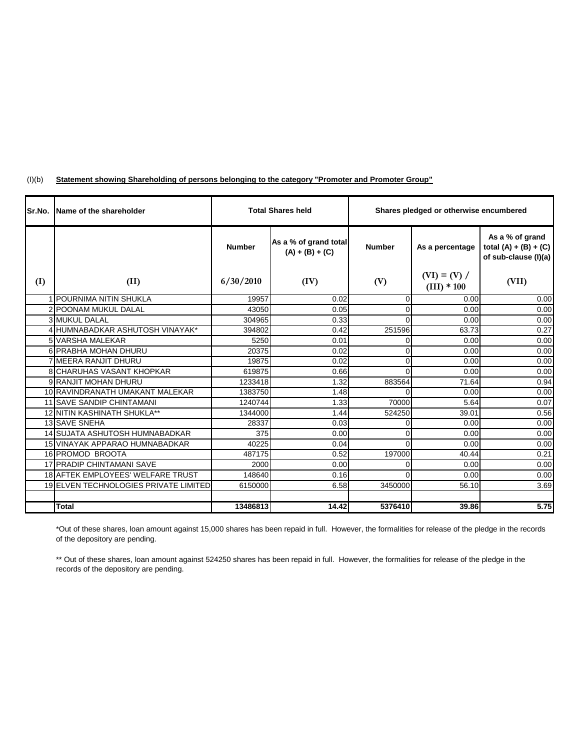(I)(b) **Statement showing Shareholding of persons belonging to the category "Promoter and Promoter Group"**

| Sr.No. | Name of the shareholder | Total Shares held | | Shares pledged or otherwise encumbered | | |
|---|---|---|---|---|---|---|
| | | Number | As a % of grand total (A) + (B) + (C) | Number | As a percentage | As a % of grand total (A) + (B) + (C) of sub-clause (I)(a) |
| (I) | (II) | 6/30/2010 | (IV) | (V) | (VI) = (V) / (III) * 100 | (VII) |
| 1 | POURNIMA NITIN SHUKLA | 19957 | 0.02 | 0 | 0.00 | 0.00 |
| 2 | POONAM MUKUL DALAL | 43050 | 0.05 | 0 | 0.00 | 0.00 |
| 3 | MUKUL DALAL | 304965 | 0.33 | 0 | 0.00 | 0.00 |
| 4 | HUMNABADKAR ASHUTOSH VINAYAK* | 394802 | 0.42 | 251596 | 63.73 | 0.27 |
| 5 | VARSHA MALEKAR | 5250 | 0.01 | 0 | 0.00 | 0.00 |
| 6 | PRABHA MOHAN DHURU | 20375 | 0.02 | 0 | 0.00 | 0.00 |
| 7 | MEERA RANJIT DHURU | 19875 | 0.02 | 0 | 0.00 | 0.00 |
| 8 | CHARUHAS VASANT KHOPKAR | 619875 | 0.66 | 0 | 0.00 | 0.00 |
| 9 | RANJIT MOHAN DHURU | 1233418 | 1.32 | 883564 | 71.64 | 0.94 |
| 10 | RAVINDRANATH UMAKANT MALEKAR | 1383750 | 1.48 | 0 | 0.00 | 0.00 |
| 11 | SAVE SANDIP CHINTAMANI | 1240744 | 1.33 | 70000 | 5.64 | 0.07 |
| 12 | NITIN KASHINATH SHUKLA** | 1344000 | 1.44 | 524250 | 39.01 | 0.56 |
| 13 | SAVE SNEHA | 28337 | 0.03 | 0 | 0.00 | 0.00 |
| 14 | SUJATA ASHUTOSH HUMNABADKAR | 375 | 0.00 | 0 | 0.00 | 0.00 |
| 15 | VINAYAK APPARAO HUMNABADKAR | 40225 | 0.04 | 0 | 0.00 | 0.00 |
| 16 | PROMOD BROOTA | 487175 | 0.52 | 197000 | 40.44 | 0.21 |
| 17 | PRADIP CHINTAMANI SAVE | 2000 | 0.00 | 0 | 0.00 | 0.00 |
| 18 | AFTEK EMPLOYEES' WELFARE TRUST | 148640 | 0.16 | 0 | 0.00 | 0.00 |
| 19 | ELVEN TECHNOLOGIES PRIVATE LIMITED | 6150000 | 6.58 | 3450000 | 56.10 | 3.69 |
| | | | | | | |
| | **Total** | **13486813** | **14.42** | **5376410** | **39.86** | **5.75** |

*Out of these shares, loan amount against 15,000 shares has been repaid in full. However, the formalities for release of the pledge in the records of the depository are pending.

** Out of these shares, loan amount against 524250 shares has been repaid in full. However, the formalities for release of the pledge in the records of the depository are pending.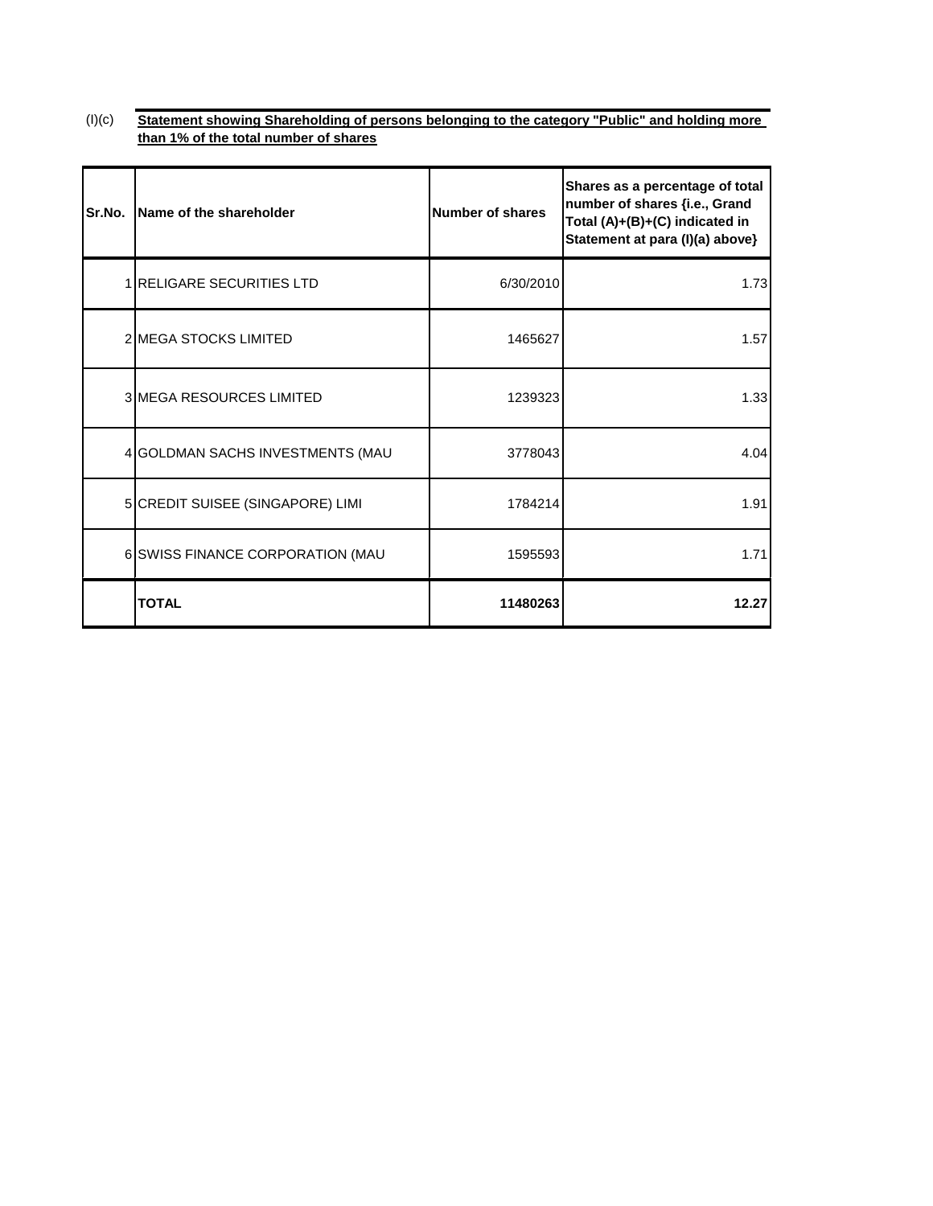(I)(c) **Statement showing Shareholding of persons belonging to the category "Public" and holding more than 1% of the total number of shares**

| Sr.No. | Name of the shareholder | Number of shares | Shares as a percentage of total number of shares {i.e., Grand Total (A)+(B)+(C) indicated in Statement at para (I)(a) above} |
|---|---|---|---|
| 1 | RELIGARE SECURITIES LTD | 6/30/2010 | 1.73 |
| 2 | MEGA STOCKS LIMITED | 1465627 | 1.57 |
| 3 | MEGA RESOURCES LIMITED | 1239323 | 1.33 |
| 4 | GOLDMAN SACHS INVESTMENTS (MAU | 3778043 | 4.04 |
| 5 | CREDIT SUISEE (SINGAPORE) LIMI | 1784214 | 1.91 |
| 6 | SWISS FINANCE CORPORATION (MAU | 1595593 | 1.71 |
| | **TOTAL** | **11480263** | **12.27** |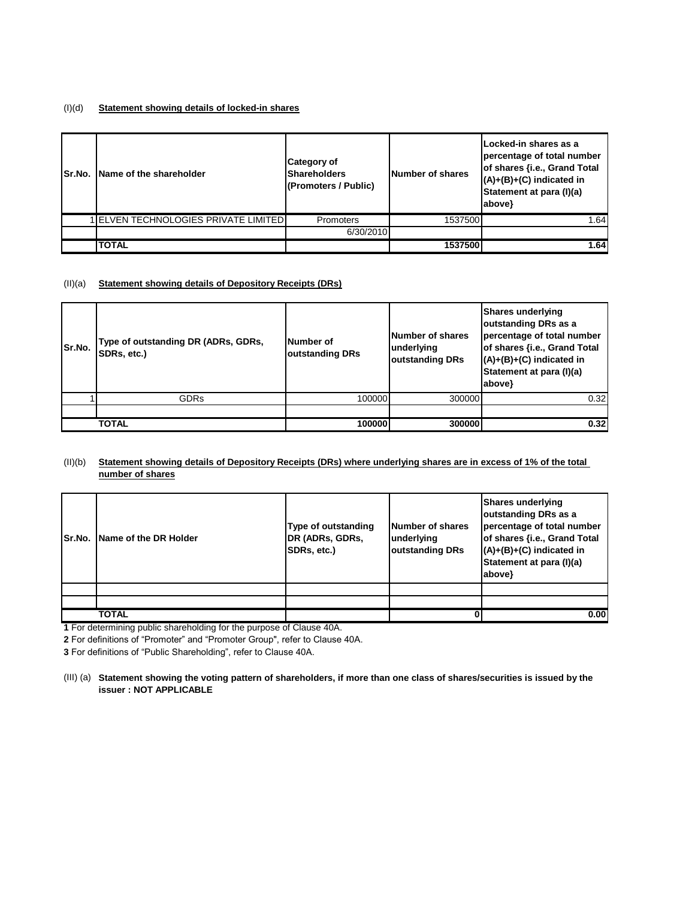(I)(d) **Statement showing details of locked-in shares**

| Sr.No. | Name of the shareholder | Category of Shareholders (Promoters / Public) | Number of shares | Locked-in shares as a percentage of total number of shares {i.e., Grand Total (A)+(B)+(C) indicated in Statement at para (I)(a) above} |
|---|---|---|---|---|
| 1 | ELVEN TECHNOLOGIES PRIVATE LIMITED | Promoters | 1537500 | 1.64 |
| | | 6/30/2010 | | |
| | **TOTAL** | | **1537500** | **1.64** |

(II)(a) **Statement showing details of Depository Receipts (DRs)**

| Sr.No. | Type of outstanding DR (ADRs, GDRs, SDRs, etc.) | Number of outstanding DRs | Number of shares underlying outstanding DRs | Shares underlying outstanding DRs as a percentage of total number of shares {i.e., Grand Total (A)+(B)+(C) indicated in Statement at para (I)(a) above} |
|---|---|---|---|---|
| 1 | GDRs | 100000 | 300000 | 0.32 |
| | | | | |
| | **TOTAL** | **100000** | **300000** | **0.32** |

(II)(b) **Statement showing details of Depository Receipts (DRs) where underlying shares are in excess of 1% of the total number of shares**

| Sr.No. | Name of the DR Holder | Type of outstanding DR (ADRs, GDRs, SDRs, etc.) | Number of shares underlying outstanding DRs | Shares underlying outstanding DRs as a percentage of total number of shares {i.e., Grand Total (A)+(B)+(C) indicated in Statement at para (I)(a) above} |
|---|---|---|---|---|
| | | | | |
| | | | | |
| | **TOTAL** | | **0** | **0.00** |

**1** For determining public shareholding for the purpose of Clause 40A.

**2** For definitions of "Promoter" and "Promoter Group", refer to Clause 40A.

**3** For definitions of "Public Shareholding", refer to Clause 40A.

(III) (a) **Statement showing the voting pattern of shareholders, if more than one class of shares/securities is issued by the issuer : NOT APPLICABLE**